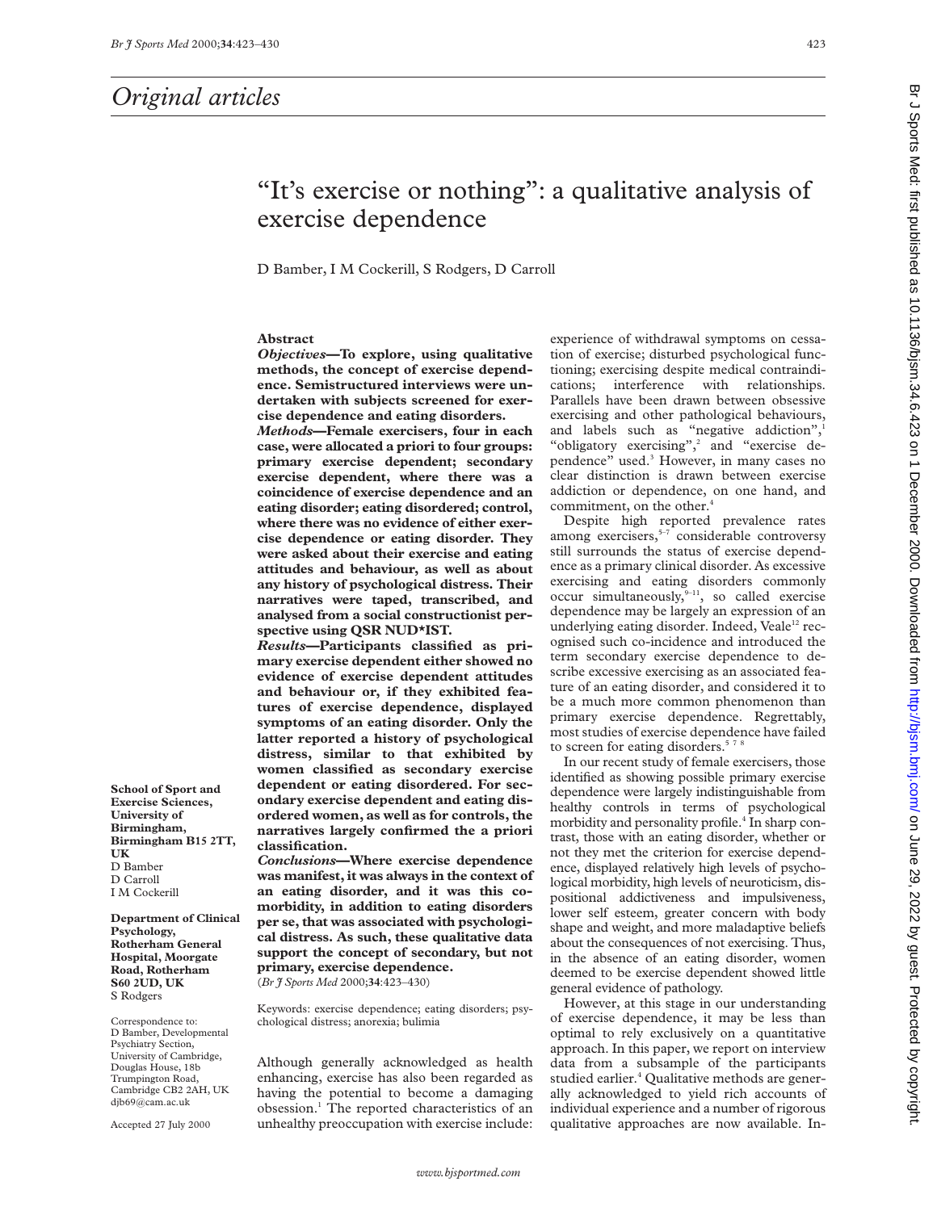## Original articles

# "It's exercise or nothing": a qualitative analysis of exercise dependence

D Bamber, I M Cockerill, S Rodgers, D Carroll

School of Sport and Exercise Sciences, University of Birmingham, Birmingham B15 2TT, UK
D Bamber
D Carroll
I M Cockerill

Department of Clinical Psychology, Rotherham General Hospital, Moorgate Road, Rotherham S60 2UD, UK
S Rodgers

Correspondence to: D Bamber, Developmental Psychiatry Section, University of Cambridge, Douglas House, 18b Trumpington Road, Cambridge CB2 2AH, UK
djb69@cam.ac.uk

Accepted 27 July 2000

### Abstract

***Objectives*—To explore, using qualitative methods, the concept of exercise dependence. Semistructured interviews were undertaken with subjects screened for exercise dependence and eating disorders.**

***Methods*—Female exercisers, four in each case, were allocated a priori to four groups: primary exercise dependent; secondary exercise dependent, where there was a coincidence of exercise dependence and an eating disorder; eating disordered; control, where there was no evidence of either exercise dependence or eating disorder. They were asked about their exercise and eating attitudes and behaviour, as well as about any history of psychological distress. Their narratives were taped, transcribed, and analysed from a social constructionist perspective using QSR NUD\*IST.**

***Results*—Participants classified as primary exercise dependent either showed no evidence of exercise dependent attitudes and behaviour or, if they exhibited features of exercise dependence, displayed symptoms of an eating disorder. Only the latter reported a history of psychological distress, similar to that exhibited by women classified as secondary exercise dependent or eating disordered. For secondary exercise dependent and eating disordered women, as well as for controls, the narratives largely confirmed the a priori classification.**

***Conclusions*—Where exercise dependence was manifest, it was always in the context of an eating disorder, and it was this comorbidity, in addition to eating disorders per se, that was associated with psychological distress. As such, these qualitative data support the concept of secondary, but not primary, exercise dependence.**

(*Br J Sports Med* 2000;**34**:423–430)

Keywords: exercise dependence; eating disorders; psychological distress; anorexia; bulimia

Although generally acknowledged as health enhancing, exercise has also been regarded as having the potential to become a damaging obsession.[1] The reported characteristics of an unhealthy preoccupation with exercise include: experience of withdrawal symptoms on cessation of exercise; disturbed psychological functioning; exercising despite medical contraindications; interference with relationships. Parallels have been drawn between obsessive exercising and other pathological behaviours, and labels such as "negative addiction",[1] "obligatory exercising",[2] and "exercise dependence" used.[3] However, in many cases no clear distinction is drawn between exercise addiction or dependence, on one hand, and commitment, on the other.[4]

Despite high reported prevalence rates among exercisers,[5–7] considerable controversy still surrounds the status of exercise dependence as a primary clinical disorder. As excessive exercising and eating disorders commonly occur simultaneously,[9–11], so called exercise dependence may be largely an expression of an underlying eating disorder. Indeed, Veale[12] recognised such co-incidence and introduced the term secondary exercise dependence to describe excessive exercising as an associated feature of an eating disorder, and considered it to be a much more common phenomenon than primary exercise dependence. Regrettably, most studies of exercise dependence have failed to screen for eating disorders.[5 7 8]

In our recent study of female exercisers, those identified as showing possible primary exercise dependence were largely indistinguishable from healthy controls in terms of psychological morbidity and personality profile.[4] In sharp contrast, those with an eating disorder, whether or not they met the criterion for exercise dependence, displayed relatively high levels of psychological morbidity, high levels of neuroticism, dispositional addictiveness and impulsiveness, lower self esteem, greater concern with body shape and weight, and more maladaptive beliefs about the consequences of not exercising. Thus, in the absence of an eating disorder, women deemed to be exercise dependent showed little general evidence of pathology.

However, at this stage in our understanding of exercise dependence, it may be less than optimal to rely exclusively on a quantitative approach. In this paper, we report on interview data from a subsample of the participants studied earlier.[4] Qualitative methods are generally acknowledged to yield rich accounts of individual experience and a number of rigorous qualitative approaches are now available. In-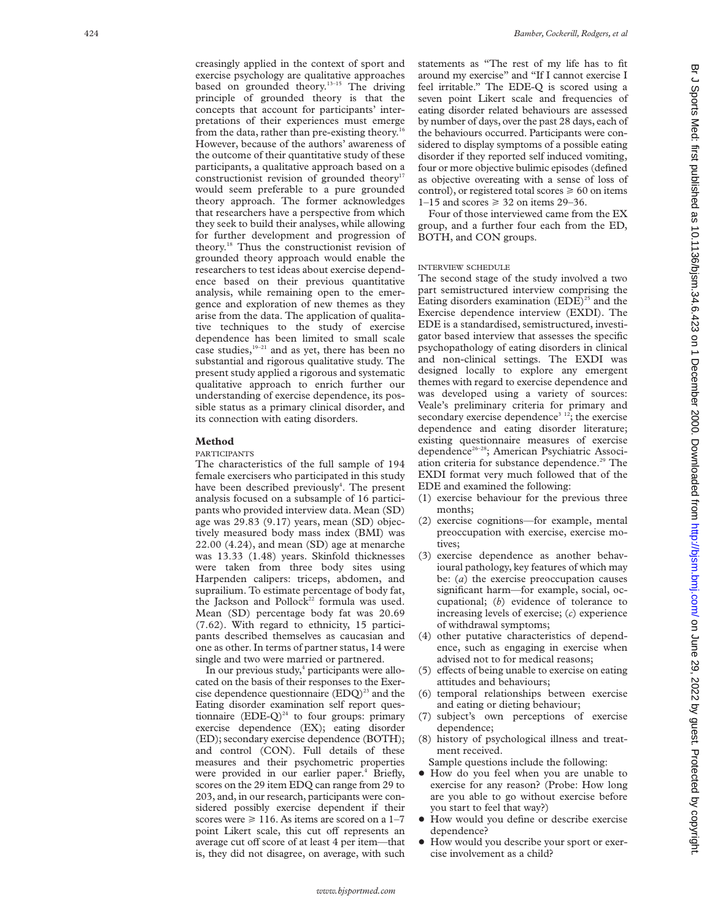creasingly applied in the context of sport and exercise psychology are qualitative approaches based on grounded theory.[13–15] The driving principle of grounded theory is that the concepts that account for participants' interpretations of their experiences must emerge from the data, rather than pre-existing theory.[16] However, because of the authors' awareness of the outcome of their quantitative study of these participants, a qualitative approach based on a constructionist revision of grounded theory[17] would seem preferable to a pure grounded theory approach. The former acknowledges that researchers have a perspective from which they seek to build their analyses, while allowing for further development and progression of theory.[18] Thus the constructionist revision of grounded theory approach would enable the researchers to test ideas about exercise dependence based on their previous quantitative analysis, while remaining open to the emergence and exploration of new themes as they arise from the data. The application of qualitative techniques to the study of exercise dependence has been limited to small scale case studies,[19–21] and as yet, there has been no substantial and rigorous qualitative study. The present study applied a rigorous and systematic qualitative approach to enrich further our understanding of exercise dependence, its possible status as a primary clinical disorder, and its connection with eating disorders.

## Method

### PARTICIPANTS

The characteristics of the full sample of 194 female exercisers who participated in this study have been described previously[4]. The present analysis focused on a subsample of 16 participants who provided interview data. Mean (SD) age was 29.83 (9.17) years, mean (SD) objectively measured body mass index (BMI) was 22.00 (4.24), and mean (SD) age at menarche was 13.33 (1.48) years. Skinfold thicknesses were taken from three body sites using Harpenden calipers: triceps, abdomen, and suprailium. To estimate percentage of body fat, the Jackson and Pollock[22] formula was used. Mean (SD) percentage body fat was 20.69 (7.62). With regard to ethnicity, 15 participants described themselves as caucasian and one as other. In terms of partner status, 14 were single and two were married or partnered.

In our previous study,[4] participants were allocated on the basis of their responses to the Exercise dependence questionnaire (EDQ)[23] and the Eating disorder examination self report questionnaire (EDE-Q)[24] to four groups: primary exercise dependence (EX); eating disorder (ED); secondary exercise dependence (BOTH); and control (CON). Full details of these measures and their psychometric properties were provided in our earlier paper.[4] Briefly, scores on the 29 item EDQ can range from 29 to 203, and, in our research, participants were considered possibly exercise dependent if their scores were ≥ 116. As items are scored on a 1–7 point Likert scale, this cut off represents an average cut off score of at least 4 per item—that is, they did not disagree, on average, with such statements as "The rest of my life has to fit around my exercise" and "If I cannot exercise I feel irritable." The EDE-Q is scored using a seven point Likert scale and frequencies of eating disorder related behaviours are assessed by number of days, over the past 28 days, each of the behaviours occurred. Participants were considered to display symptoms of a possible eating disorder if they reported self induced vomiting, four or more objective bulimic episodes (defined as objective overeating with a sense of loss of control), or registered total scores ≥ 60 on items 1–15 and scores ≥ 32 on items 29–36.

Four of those interviewed came from the EX group, and a further four each from the ED, BOTH, and CON groups.

### INTERVIEW SCHEDULE

The second stage of the study involved a two part semistructured interview comprising the Eating disorders examination (EDE)[25] and the Exercise dependence interview (EXDI). The EDE is a standardised, semistructured, investigator based interview that assesses the specific psychopathology of eating disorders in clinical and non-clinical settings. The EXDI was designed locally to explore any emergent themes with regard to exercise dependence and was developed using a variety of sources: Veale's preliminary criteria for primary and secondary exercise dependence[3,12]; the exercise dependence and eating disorder literature; existing questionnaire measures of exercise dependence[26–28]; American Psychiatric Association criteria for substance dependence.[29] The EXDI format very much followed that of the EDE and examined the following:

(1) exercise behaviour for the previous three months;
(2) exercise cognitions—for example, mental preoccupation with exercise, exercise motives;
(3) exercise dependence as another behavioural pathology, key features of which may be: (*a*) the exercise preoccupation causes significant harm—for example, social, occupational; (*b*) evidence of tolerance to increasing levels of exercise; (*c*) experience of withdrawal symptoms;
(4) other putative characteristics of dependence, such as engaging in exercise when advised not to for medical reasons;
(5) effects of being unable to exercise on eating attitudes and behaviours;
(6) temporal relationships between exercise and eating or dieting behaviour;
(7) subject's own perceptions of exercise dependence;
(8) history of psychological illness and treatment received.

Sample questions include the following:

- How do you feel when you are unable to exercise for any reason? (Probe: How long are you able to go without exercise before you start to feel that way?)
- How would you define or describe exercise dependence?
- How would you describe your sport or exercise involvement as a child?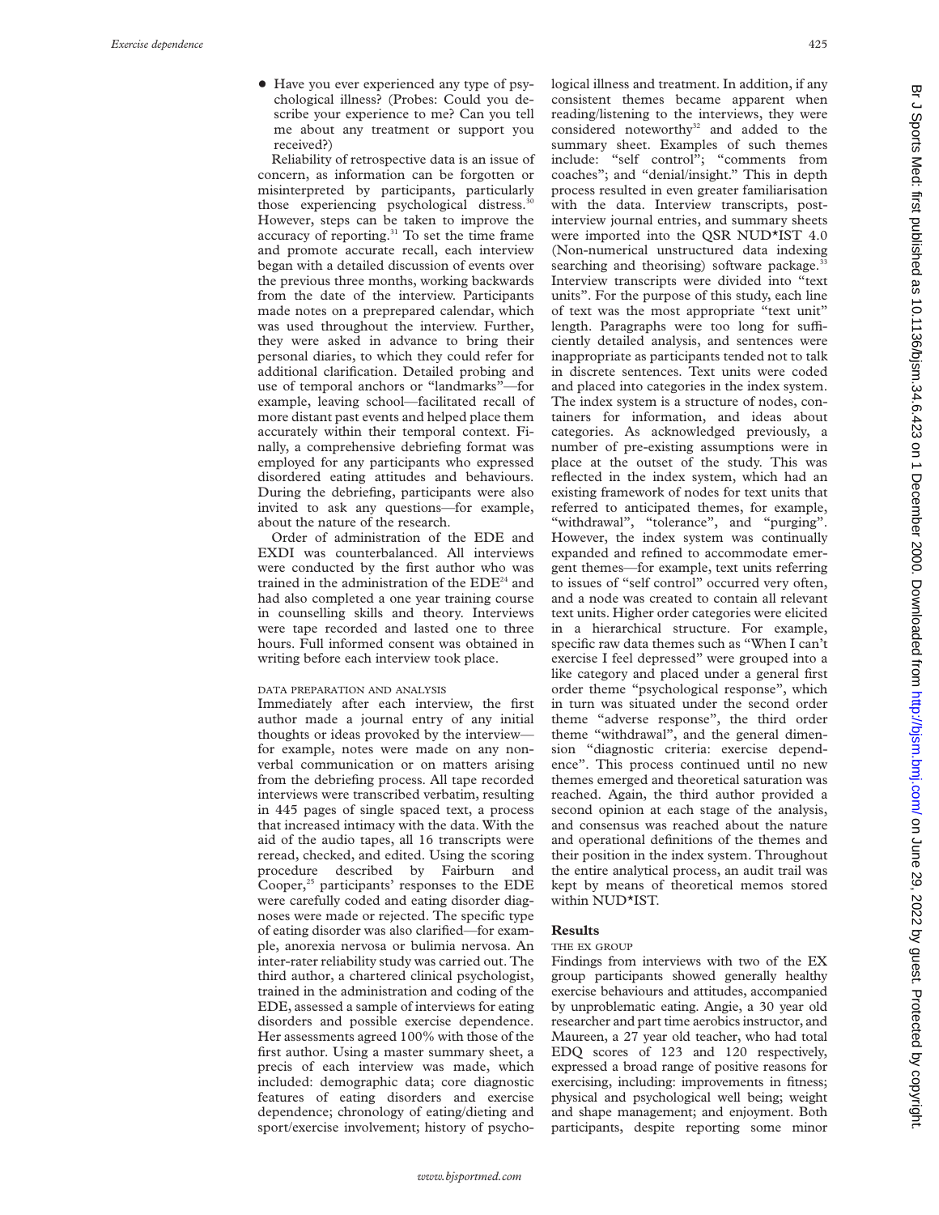- Have you ever experienced any type of psychological illness? (Probes: Could you describe your experience to me? Can you tell me about any treatment or support you received?)

Reliability of retrospective data is an issue of concern, as information can be forgotten or misinterpreted by participants, particularly those experiencing psychological distress.[30] However, steps can be taken to improve the accuracy of reporting.[31] To set the time frame and promote accurate recall, each interview began with a detailed discussion of events over the previous three months, working backwards from the date of the interview. Participants made notes on a preprepared calendar, which was used throughout the interview. Further, they were asked in advance to bring their personal diaries, to which they could refer for additional clarification. Detailed probing and use of temporal anchors or "landmarks"—for example, leaving school—facilitated recall of more distant past events and helped place them accurately within their temporal context. Finally, a comprehensive debriefing format was employed for any participants who expressed disordered eating attitudes and behaviours. During the debriefing, participants were also invited to ask any questions—for example, about the nature of the research.

Order of administration of the EDE and EXDI was counterbalanced. All interviews were conducted by the first author who was trained in the administration of the EDE[24] and had also completed a one year training course in counselling skills and theory. Interviews were tape recorded and lasted one to three hours. Full informed consent was obtained in writing before each interview took place.

### DATA PREPARATION AND ANALYSIS

Immediately after each interview, the first author made a journal entry of any initial thoughts or ideas provoked by the interview—for example, notes were made on any non-verbal communication or on matters arising from the debriefing process. All tape recorded interviews were transcribed verbatim, resulting in 445 pages of single spaced text, a process that increased intimacy with the data. With the aid of the audio tapes, all 16 transcripts were reread, checked, and edited. Using the scoring procedure described by Fairburn and Cooper,[25] participants' responses to the EDE were carefully coded and eating disorder diagnoses were made or rejected. The specific type of eating disorder was also clarified—for example, anorexia nervosa or bulimia nervosa. An inter-rater reliability study was carried out. The third author, a chartered clinical psychologist, trained in the administration and coding of the EDE, assessed a sample of interviews for eating disorders and possible exercise dependence. Her assessments agreed 100% with those of the first author. Using a master summary sheet, a precis of each interview was made, which included: demographic data; core diagnostic features of eating disorders and exercise dependence; chronology of eating/dieting and sport/exercise involvement; history of psychological illness and treatment. In addition, if any consistent themes became apparent when reading/listening to the interviews, they were considered noteworthy[32] and added to the summary sheet. Examples of such themes include: "self control"; "comments from coaches"; and "denial/insight." This in depth process resulted in even greater familiarisation with the data. Interview transcripts, post-interview journal entries, and summary sheets were imported into the QSR NUD*IST 4.0 (Non-numerical unstructured data indexing searching and theorising) software package.[33] Interview transcripts were divided into "text units". For the purpose of this study, each line of text was the most appropriate "text unit" length. Paragraphs were too long for sufficiently detailed analysis, and sentences were inappropriate as participants tended not to talk in discrete sentences. Text units were coded and placed into categories in the index system. The index system is a structure of nodes, containers for information, and ideas about categories. As acknowledged previously, a number of pre-existing assumptions were in place at the outset of the study. This was reflected in the index system, which had an existing framework of nodes for text units that referred to anticipated themes, for example, "withdrawal", "tolerance", and "purging". However, the index system was continually expanded and refined to accommodate emergent themes—for example, text units referring to issues of "self control" occurred very often, and a node was created to contain all relevant text units. Higher order categories were elicited in a hierarchical structure. For example, specific raw data themes such as "When I can't exercise I feel depressed" were grouped into a like category and placed under a general first order theme "psychological response", which in turn was situated under the second order theme "adverse response", the third order theme "withdrawal", and the general dimension "diagnostic criteria: exercise dependence". This process continued until no new themes emerged and theoretical saturation was reached. Again, the third author provided a second opinion at each stage of the analysis, and consensus was reached about the nature and operational definitions of the themes and their position in the index system. Throughout the entire analytical process, an audit trail was kept by means of theoretical memos stored within NUD*IST.

## Results

### THE EX GROUP

Findings from interviews with two of the EX group participants showed generally healthy exercise behaviours and attitudes, accompanied by unproblematic eating. Angie, a 30 year old researcher and part time aerobics instructor, and Maureen, a 27 year old teacher, who had total EDQ scores of 123 and 120 respectively, expressed a broad range of positive reasons for exercising, including: improvements in fitness; physical and psychological well being; weight and shape management; and enjoyment. Both participants, despite reporting some minor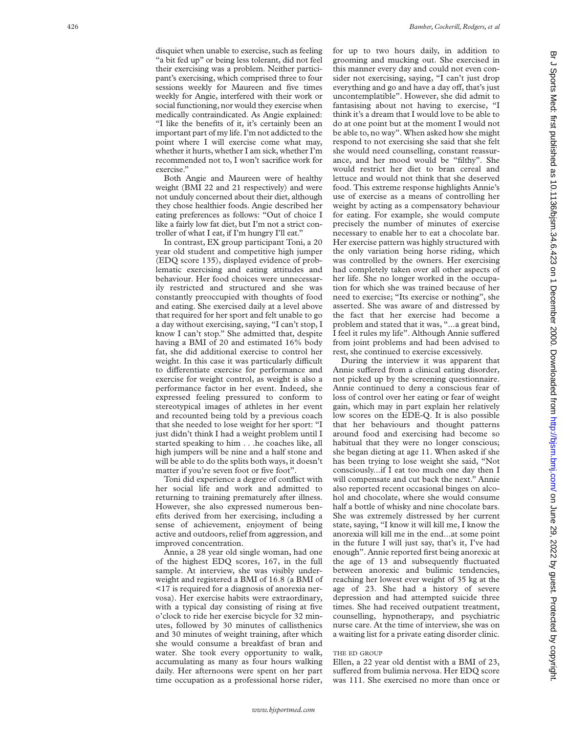disquiet when unable to exercise, such as feeling "a bit fed up" or being less tolerant, did not feel their exercising was a problem. Neither participant's exercising, which comprised three to four sessions weekly for Maureen and five times weekly for Angie, interfered with their work or social functioning, nor would they exercise when medically contraindicated. As Angie explained: "I like the benefits of it, it's certainly been an important part of my life. I'm not addicted to the point where I will exercise come what may, whether it hurts, whether I am sick, whether I'm recommended not to, I won't sacrifice work for exercise."

Both Angie and Maureen were of healthy weight (BMI 22 and 21 respectively) and were not unduly concerned about their diet, although they chose healthier foods. Angie described her eating preferences as follows: "Out of choice I like a fairly low fat diet, but I'm not a strict controller of what I eat, if I'm hungry I'll eat."

In contrast, EX group participant Toni, a 20 year old student and competitive high jumper (EDQ score 135), displayed evidence of problematic exercising and eating attitudes and behaviour. Her food choices were unnecessarily restricted and structured and she was constantly preoccupied with thoughts of food and eating. She exercised daily at a level above that required for her sport and felt unable to go a day without exercising, saying, "I can't stop, I know I can't stop." She admitted that, despite having a BMI of 20 and estimated 16% body fat, she did additional exercise to control her weight. In this case it was particularly difficult to differentiate exercise for performance and exercise for weight control, as weight is also a performance factor in her event. Indeed, she expressed feeling pressured to conform to stereotypical images of athletes in her event and recounted being told by a previous coach that she needed to lose weight for her sport: "I just didn't think I had a weight problem until I started speaking to him . . .he coaches like, all high jumpers will be nine and a half stone and will be able to do the splits both ways, it doesn't matter if you're seven foot or five foot".

Toni did experience a degree of conflict with her social life and work and admitted to returning to training prematurely after illness. However, she also expressed numerous benefits derived from her exercising, including a sense of achievement, enjoyment of being active and outdoors, relief from aggression, and improved concentration.

Annie, a 28 year old single woman, had one of the highest EDQ scores, 167, in the full sample. At interview, she was visibly underweight and registered a BMI of 16.8 (a BMI of <17 is required for a diagnosis of anorexia nervosa). Her exercise habits were extraordinary, with a typical day consisting of rising at five o'clock to ride her exercise bicycle for 32 minutes, followed by 30 minutes of callisthenics and 30 minutes of weight training, after which she would consume a breakfast of bran and water. She took every opportunity to walk, accumulating as many as four hours walking daily. Her afternoons were spent on her part time occupation as a professional horse rider, for up to two hours daily, in addition to grooming and mucking out. She exercised in this manner every day and could not even consider not exercising, saying, "I can't just drop everything and go and have a day off, that's just uncontemplatible". However, she did admit to fantasising about not having to exercise, "I think it's a dream that I would love to be able to do at one point but at the moment I would not be able to, no way". When asked how she might respond to not exercising she said that she felt she would need counselling, constant reassurance, and her mood would be "filthy". She would restrict her diet to bran cereal and lettuce and would not think that she deserved food. This extreme response highlights Annie's use of exercise as a means of controlling her weight by acting as a compensatory behaviour for eating. For example, she would compute precisely the number of minutes of exercise necessary to enable her to eat a chocolate bar. Her exercise pattern was highly structured with the only variation being horse riding, which was controlled by the owners. Her exercising had completely taken over all other aspects of her life. She no longer worked in the occupation for which she was trained because of her need to exercise; "Its exercise or nothing", she asserted. She was aware of and distressed by the fact that her exercise had become a problem and stated that it was, "...a great bind, I feel it rules my life". Although Annie suffered from joint problems and had been advised to rest, she continued to exercise excessively.

During the interview it was apparent that Annie suffered from a clinical eating disorder, not picked up by the screening questionnaire. Annie continued to deny a conscious fear of loss of control over her eating or fear of weight gain, which may in part explain her relatively low scores on the EDE-Q. It is also possible that her behaviours and thought patterns around food and exercising had become so habitual that they were no longer conscious; she began dieting at age 11. When asked if she has been trying to lose weight she said, "Not consciously...if I eat too much one day then I will compensate and cut back the next." Annie also reported recent occasional binges on alcohol and chocolate, where she would consume half a bottle of whisky and nine chocolate bars. She was extremely distressed by her current state, saying, "I know it will kill me, I know the anorexia will kill me in the end...at some point in the future I will just say, that's it, I've had enough". Annie reported first being anorexic at the age of 13 and subsequently fluctuated between anorexic and bulimic tendencies, reaching her lowest ever weight of 35 kg at the age of 23. She had a history of severe depression and had attempted suicide three times. She had received outpatient treatment, counselling, hypnotherapy, and psychiatric nurse care. At the time of interview, she was on a waiting list for a private eating disorder clinic.

### THE ED GROUP

Ellen, a 22 year old dentist with a BMI of 23, suffered from bulimia nervosa. Her EDQ score was 111. She exercised no more than once or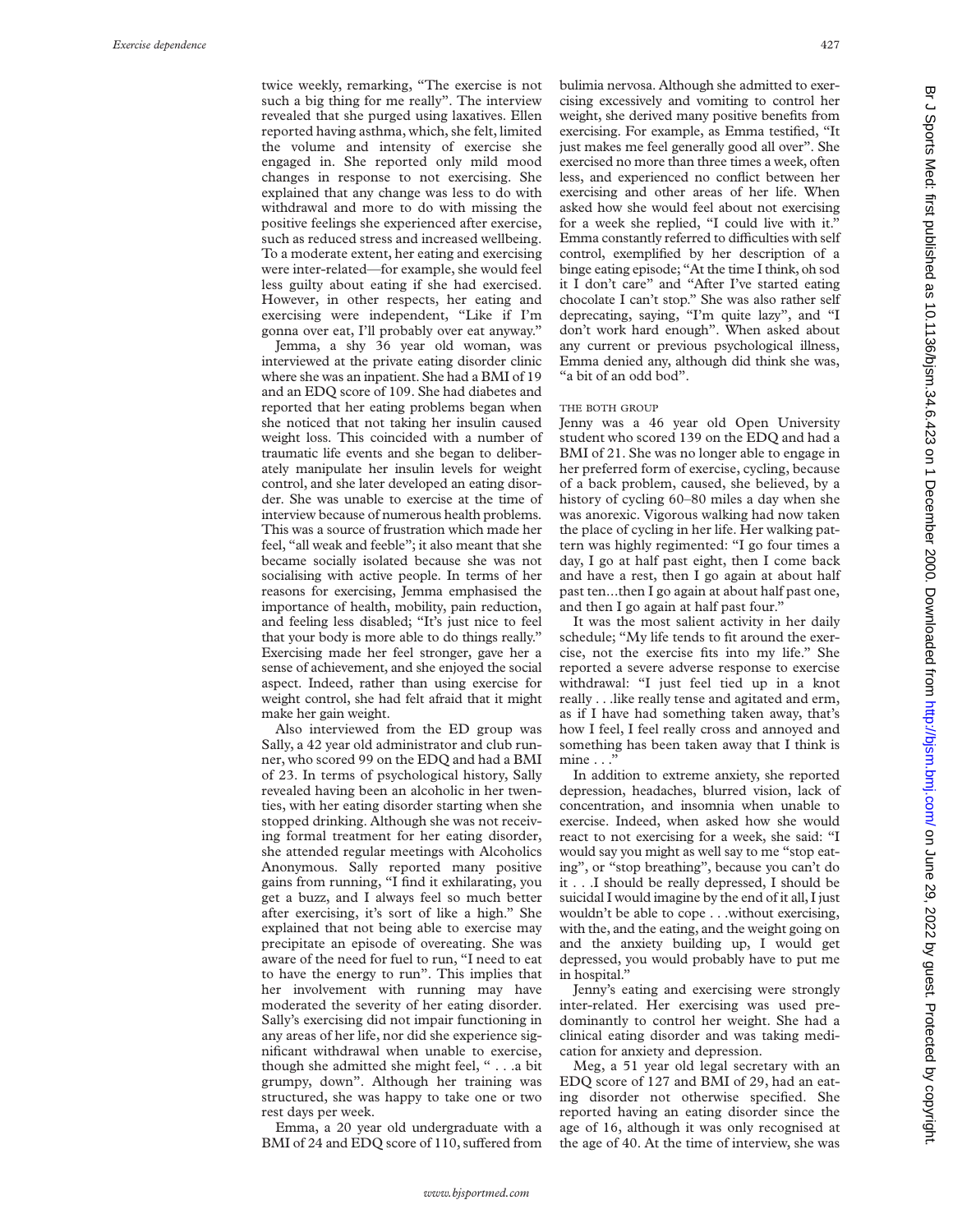twice weekly, remarking, "The exercise is not such a big thing for me really". The interview revealed that she purged using laxatives. Ellen reported having asthma, which, she felt, limited the volume and intensity of exercise she engaged in. She reported only mild mood changes in response to not exercising. She explained that any change was less to do with withdrawal and more to do with missing the positive feelings she experienced after exercise, such as reduced stress and increased wellbeing. To a moderate extent, her eating and exercising were inter-related—for example, she would feel less guilty about eating if she had exercised. However, in other respects, her eating and exercising were independent, "Like if I'm gonna over eat, I'll probably over eat anyway."

Jemma, a shy 36 year old woman, was interviewed at the private eating disorder clinic where she was an inpatient. She had a BMI of 19 and an EDQ score of 109. She had diabetes and reported that her eating problems began when she noticed that not taking her insulin caused weight loss. This coincided with a number of traumatic life events and she began to deliberately manipulate her insulin levels for weight control, and she later developed an eating disorder. She was unable to exercise at the time of interview because of numerous health problems. This was a source of frustration which made her feel, "all weak and feeble"; it also meant that she became socially isolated because she was not socialising with active people. In terms of her reasons for exercising, Jemma emphasised the importance of health, mobility, pain reduction, and feeling less disabled; "It's just nice to feel that your body is more able to do things really." Exercising made her feel stronger, gave her a sense of achievement, and she enjoyed the social aspect. Indeed, rather than using exercise for weight control, she had felt afraid that it might make her gain weight.

Also interviewed from the ED group was Sally, a 42 year old administrator and club runner, who scored 99 on the EDQ and had a BMI of 23. In terms of psychological history, Sally revealed having been an alcoholic in her twenties, with her eating disorder starting when she stopped drinking. Although she was not receiving formal treatment for her eating disorder, she attended regular meetings with Alcoholics Anonymous. Sally reported many positive gains from running, "I find it exhilarating, you get a buzz, and I always feel so much better after exercising, it's sort of like a high." She explained that not being able to exercise may precipitate an episode of overeating. She was aware of the need for fuel to run, "I need to eat to have the energy to run". This implies that her involvement with running may have moderated the severity of her eating disorder. Sally's exercising did not impair functioning in any areas of her life, nor did she experience significant withdrawal when unable to exercise, though she admitted she might feel, " . . .a bit grumpy, down". Although her training was structured, she was happy to take one or two rest days per week.

Emma, a 20 year old undergraduate with a BMI of 24 and EDQ score of 110, suffered from bulimia nervosa. Although she admitted to exercising excessively and vomiting to control her weight, she derived many positive benefits from exercising. For example, as Emma testified, "It just makes me feel generally good all over". She exercised no more than three times a week, often less, and experienced no conflict between her exercising and other areas of her life. When asked how she would feel about not exercising for a week she replied, "I could live with it." Emma constantly referred to difficulties with self control, exemplified by her description of a binge eating episode; "At the time I think, oh sod it I don't care" and "After I've started eating chocolate I can't stop." She was also rather self deprecating, saying, "I'm quite lazy", and "I don't work hard enough". When asked about any current or previous psychological illness, Emma denied any, although did think she was, "a bit of an odd bod".

### THE BOTH GROUP

Jenny was a 46 year old Open University student who scored 139 on the EDQ and had a BMI of 21. She was no longer able to engage in her preferred form of exercise, cycling, because of a back problem, caused, she believed, by a history of cycling 60–80 miles a day when she was anorexic. Vigorous walking had now taken the place of cycling in her life. Her walking pattern was highly regimented: "I go four times a day, I go at half past eight, then I come back and have a rest, then I go again at about half past ten...then I go again at about half past one, and then I go again at half past four."

It was the most salient activity in her daily schedule; "My life tends to fit around the exercise, not the exercise fits into my life." She reported a severe adverse response to exercise withdrawal: "I just feel tied up in a knot really . . .like really tense and agitated and erm, as if I have had something taken away, that's how I feel, I feel really cross and annoyed and something has been taken away that I think is mine . . ."

In addition to extreme anxiety, she reported depression, headaches, blurred vision, lack of concentration, and insomnia when unable to exercise. Indeed, when asked how she would react to not exercising for a week, she said: "I would say you might as well say to me "stop eating", or "stop breathing", because you can't do it . . .I should be really depressed, I should be suicidal I would imagine by the end of it all, I just wouldn't be able to cope . . .without exercising, with the, and the eating, and the weight going on and the anxiety building up, I would get depressed, you would probably have to put me in hospital."

Jenny's eating and exercising were strongly inter-related. Her exercising was used predominantly to control her weight. She had a clinical eating disorder and was taking medication for anxiety and depression.

Meg, a 51 year old legal secretary with an EDQ score of 127 and BMI of 29, had an eating disorder not otherwise specified. She reported having an eating disorder since the age of 16, although it was only recognised at the age of 40. At the time of interview, she was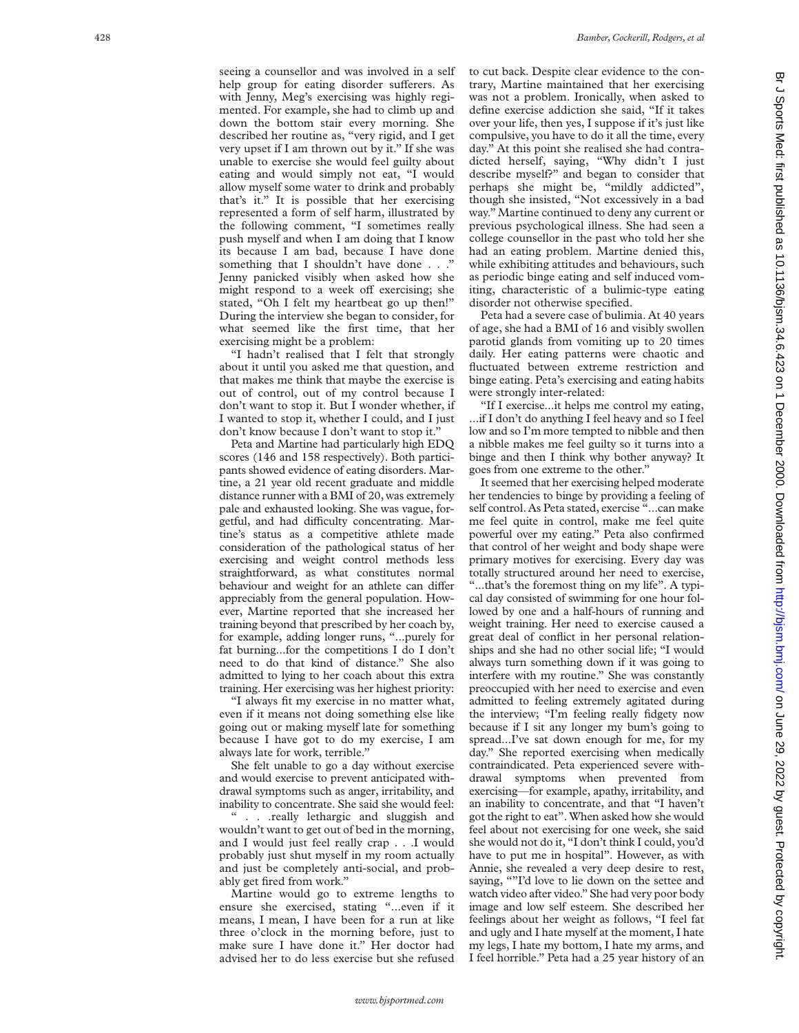seeing a counsellor and was involved in a self help group for eating disorder sufferers. As with Jenny, Meg's exercising was highly regimented. For example, she had to climb up and down the bottom stair every morning. She described her routine as, "very rigid, and I get very upset if I am thrown out by it." If she was unable to exercise she would feel guilty about eating and would simply not eat, "I would allow myself some water to drink and probably that's it." It is possible that her exercising represented a form of self harm, illustrated by the following comment, "I sometimes really push myself and when I am doing that I know its because I am bad, because I have done something that I shouldn't have done . . ." Jenny panicked visibly when asked how she might respond to a week off exercising; she stated, "Oh I felt my heartbeat go up then!" During the interview she began to consider, for what seemed like the first time, that her exercising might be a problem:

"I hadn't realised that I felt that strongly about it until you asked me that question, and that makes me think that maybe the exercise is out of control, out of my control because I don't want to stop it. But I wonder whether, if I wanted to stop it, whether I could, and I just don't know because I don't want to stop it."

Peta and Martine had particularly high EDQ scores (146 and 158 respectively). Both participants showed evidence of eating disorders. Martine, a 21 year old recent graduate and middle distance runner with a BMI of 20, was extremely pale and exhausted looking. She was vague, forgetful, and had difficulty concentrating. Martine's status as a competitive athlete made consideration of the pathological status of her exercising and weight control methods less straightforward, as what constitutes normal behaviour and weight for an athlete can differ appreciably from the general population. However, Martine reported that she increased her training beyond that prescribed by her coach by, for example, adding longer runs, "...purely for fat burning...for the competitions I do I don't need to do that kind of distance." She also admitted to lying to her coach about this extra training. Her exercising was her highest priority:

"I always fit my exercise in no matter what, even if it means not doing something else like going out or making myself late for something because I have got to do my exercise, I am always late for work, terrible."

She felt unable to go a day without exercise and would exercise to prevent anticipated withdrawal symptoms such as anger, irritability, and inability to concentrate. She said she would feel:

" . . .really lethargic and sluggish and wouldn't want to get out of bed in the morning, and I would just feel really crap . . .I would probably just shut myself in my room actually and just be completely anti-social, and probably get fired from work."

Martine would go to extreme lengths to ensure she exercised, stating "...even if it means, I mean, I have been for a run at like three o'clock in the morning before, just to make sure I have done it." Her doctor had advised her to do less exercise but she refused to cut back. Despite clear evidence to the contrary, Martine maintained that her exercising was not a problem. Ironically, when asked to define exercise addiction she said, "If it takes over your life, then yes, I suppose if it's just like compulsive, you have to do it all the time, every day." At this point she realised she had contradicted herself, saying, "Why didn't I just describe myself?" and began to consider that perhaps she might be, "mildly addicted", though she insisted, "Not excessively in a bad way." Martine continued to deny any current or previous psychological illness. She had seen a college counsellor in the past who told her she had an eating problem. Martine denied this, while exhibiting attitudes and behaviours, such as periodic binge eating and self induced vomiting, characteristic of a bulimic-type eating disorder not otherwise specified.

Peta had a severe case of bulimia. At 40 years of age, she had a BMI of 16 and visibly swollen parotid glands from vomiting up to 20 times daily. Her eating patterns were chaotic and fluctuated between extreme restriction and binge eating. Peta's exercising and eating habits were strongly inter-related:

"If I exercise...it helps me control my eating, ...if I don't do anything I feel heavy and so I feel low and so I'm more tempted to nibble and then a nibble makes me feel guilty so it turns into a binge and then I think why bother anyway? It goes from one extreme to the other."

It seemed that her exercising helped moderate her tendencies to binge by providing a feeling of self control. As Peta stated, exercise "...can make me feel quite in control, make me feel quite powerful over my eating." Peta also confirmed that control of her weight and body shape were primary motives for exercising. Every day was totally structured around her need to exercise, "...that's the foremost thing on my life". A typical day consisted of swimming for one hour followed by one and a half-hours of running and weight training. Her need to exercise caused a great deal of conflict in her personal relationships and she had no other social life; "I would always turn something down if it was going to interfere with my routine." She was constantly preoccupied with her need to exercise and even admitted to feeling extremely agitated during the interview; "I'm feeling really fidgety now because if I sit any longer my bum's going to spread...I've sat down enough for me, for my day." She reported exercising when medically contraindicated. Peta experienced severe withdrawal symptoms when prevented from exercising—for example, apathy, irritability, and an inability to concentrate, and that "I haven't got the right to eat". When asked how she would feel about not exercising for one week, she said she would not do it, "I don't think I could, you'd have to put me in hospital". However, as with Annie, she revealed a very deep desire to rest, saying, ""I'd love to lie down on the settee and watch video after video." She had very poor body image and low self esteem. She described her feelings about her weight as follows, "I feel fat and ugly and I hate myself at the moment, I hate my legs, I hate my bottom, I hate my arms, and I feel horrible." Peta had a 25 year history of an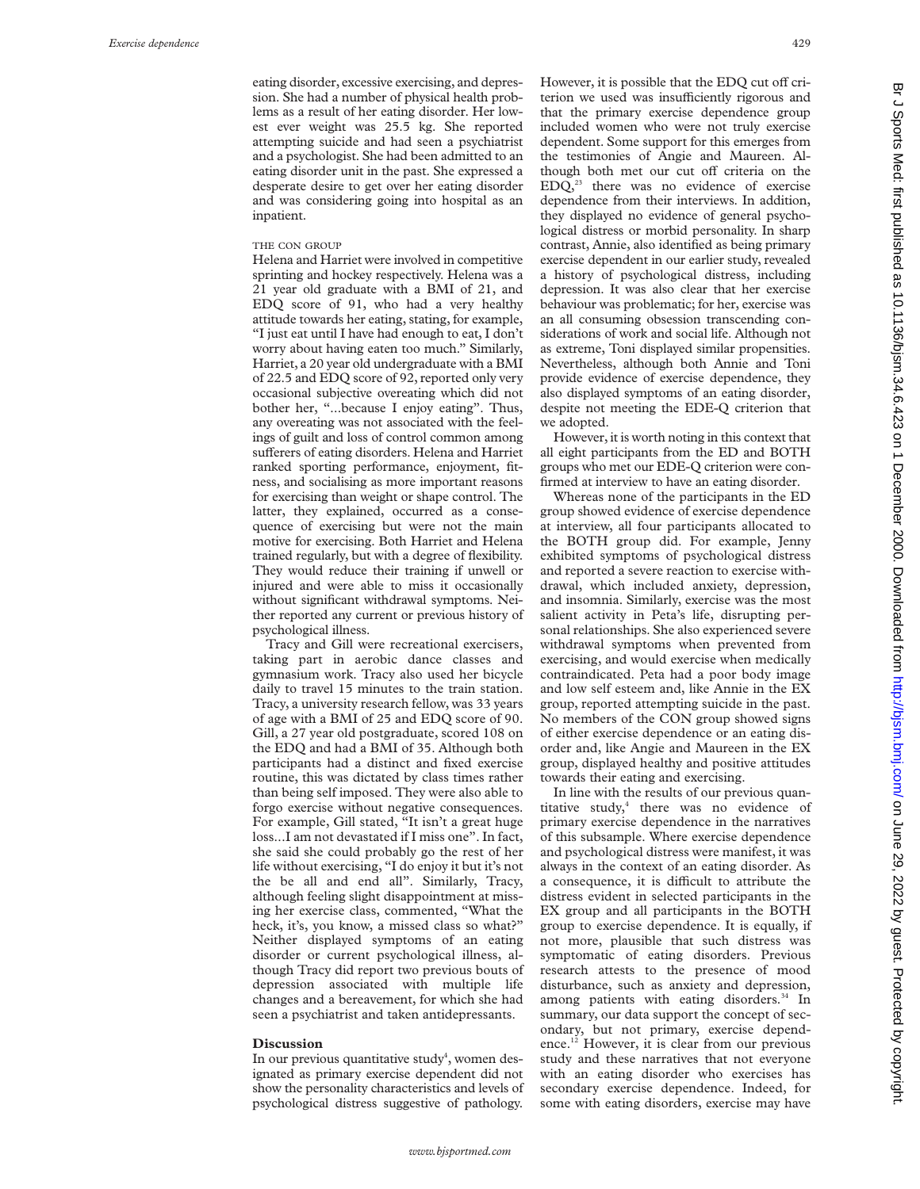eating disorder, excessive exercising, and depression. She had a number of physical health problems as a result of her eating disorder. Her lowest ever weight was 25.5 kg. She reported attempting suicide and had seen a psychiatrist and a psychologist. She had been admitted to an eating disorder unit in the past. She expressed a desperate desire to get over her eating disorder and was considering going into hospital as an inpatient.

#### THE CON GROUP

Helena and Harriet were involved in competitive sprinting and hockey respectively. Helena was a 21 year old graduate with a BMI of 21, and EDQ score of 91, who had a very healthy attitude towards her eating, stating, for example, "I just eat until I have had enough to eat, I don't worry about having eaten too much." Similarly, Harriet, a 20 year old undergraduate with a BMI of 22.5 and EDQ score of 92, reported only very occasional subjective overeating which did not bother her, "...because I enjoy eating". Thus, any overeating was not associated with the feelings of guilt and loss of control common among sufferers of eating disorders. Helena and Harriet ranked sporting performance, enjoyment, fitness, and socialising as more important reasons for exercising than weight or shape control. The latter, they explained, occurred as a consequence of exercising but were not the main motive for exercising. Both Harriet and Helena trained regularly, but with a degree of flexibility. They would reduce their training if unwell or injured and were able to miss it occasionally without significant withdrawal symptoms. Neither reported any current or previous history of psychological illness.

Tracy and Gill were recreational exercisers, taking part in aerobic dance classes and gymnasium work. Tracy also used her bicycle daily to travel 15 minutes to the train station. Tracy, a university research fellow, was 33 years of age with a BMI of 25 and EDQ score of 90. Gill, a 27 year old postgraduate, scored 108 on the EDQ and had a BMI of 35. Although both participants had a distinct and fixed exercise routine, this was dictated by class times rather than being self imposed. They were also able to forgo exercise without negative consequences. For example, Gill stated, "It isn't a great huge loss...I am not devastated if I miss one". In fact, she said she could probably go the rest of her life without exercising, "I do enjoy it but it's not the be all and end all". Similarly, Tracy, although feeling slight disappointment at missing her exercise class, commented, "What the heck, it's, you know, a missed class so what?" Neither displayed symptoms of an eating disorder or current psychological illness, although Tracy did report two previous bouts of depression associated with multiple life changes and a bereavement, for which she had seen a psychiatrist and taken antidepressants.

## Discussion

In our previous quantitative study[4], women designated as primary exercise dependent did not show the personality characteristics and levels of psychological distress suggestive of pathology. However, it is possible that the EDQ cut off criterion we used was insufficiently rigorous and that the primary exercise dependence group included women who were not truly exercise dependent. Some support for this emerges from the testimonies of Angie and Maureen. Although both met our cut off criteria on the EDQ,[23] there was no evidence of exercise dependence from their interviews. In addition, they displayed no evidence of general psychological distress or morbid personality. In sharp contrast, Annie, also identified as being primary exercise dependent in our earlier study, revealed a history of psychological distress, including depression. It was also clear that her exercise behaviour was problematic; for her, exercise was an all consuming obsession transcending considerations of work and social life. Although not as extreme, Toni displayed similar propensities. Nevertheless, although both Annie and Toni provide evidence of exercise dependence, they also displayed symptoms of an eating disorder, despite not meeting the EDE-Q criterion that we adopted.

However, it is worth noting in this context that all eight participants from the ED and BOTH groups who met our EDE-Q criterion were confirmed at interview to have an eating disorder.

Whereas none of the participants in the ED group showed evidence of exercise dependence at interview, all four participants allocated to the BOTH group did. For example, Jenny exhibited symptoms of psychological distress and reported a severe reaction to exercise withdrawal, which included anxiety, depression, and insomnia. Similarly, exercise was the most salient activity in Peta's life, disrupting personal relationships. She also experienced severe withdrawal symptoms when prevented from exercising, and would exercise when medically contraindicated. Peta had a poor body image and low self esteem and, like Annie in the EX group, reported attempting suicide in the past. No members of the CON group showed signs of either exercise dependence or an eating disorder and, like Angie and Maureen in the EX group, displayed healthy and positive attitudes towards their eating and exercising.

In line with the results of our previous quantitative study,[4] there was no evidence of primary exercise dependence in the narratives of this subsample. Where exercise dependence and psychological distress were manifest, it was always in the context of an eating disorder. As a consequence, it is difficult to attribute the distress evident in selected participants in the EX group and all participants in the BOTH group to exercise dependence. It is equally, if not more, plausible that such distress was symptomatic of eating disorders. Previous research attests to the presence of mood disturbance, such as anxiety and depression, among patients with eating disorders.[34] In summary, our data support the concept of secondary, but not primary, exercise dependence.[12] However, it is clear from our previous study and these narratives that not everyone with an eating disorder who exercises has secondary exercise dependence. Indeed, for some with eating disorders, exercise may have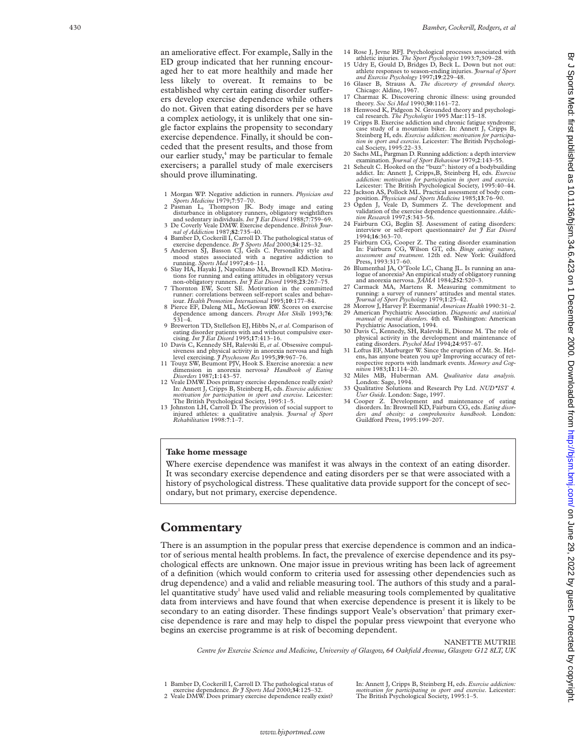an ameliorative effect. For example, Sally in the ED group indicated that her running encouraged her to eat more healthily and made her less likely to overeat. It remains to be established why certain eating disorder sufferers develop exercise dependence while others do not. Given that eating disorders per se have a complex aetiology, it is unlikely that one single factor explains the propensity to secondary exercise dependence. Finally, it should be conceded that the present results, and those from our earlier study,[4] may be particular to female exercisers; a parallel study of male exercisers should prove illuminating.

1 Morgan WP. Negative addiction in runners. *Physician and Sports Medicine* 1979;**7**:57–70.
2 Pasman L, Thompson JK. Body image and eating disturbance in obligatory runners, obligatory weightlifters and sedentary individuals. *Int J Eat Disord* 1988;**7**:759–69.
3 De Coverly Veale DMW. Exercise dependence. *British Journal of Addiction* 1987;**82**:735–40.
4 Bamber D, Cockerill I, Carroll D. The pathological status of exercise dependence. *Br J Sports Med* 2000;**34**:125–32.
5 Anderson SJ, Basson CJ, Geils C. Personality style and mood states associated with a negative addiction to running. *Sports Med* 1997;**4**:6–11.
6 Slay HA, Hayaki J, Napolitano MA, Brownell KD. Motivations for running and eating attitudes in obligatory versus non-obligatory runners. *Int J Eat Disord* 1998;**23**:267–75.
7 Thornton EW, Scott SE. Motivation in the committed runner: correlations between self-report scales and behaviour. *Health Promotion International* 1995;**10**:177–84.
8 Pierce EF, Daleng ML, McGowan RW. Scores on exercise dependence among dancers. *Percept Mot Skills* 1993;**76**:531–4.
9 Brewerton TD, Stellefson EJ, Hibbs N, *et al*. Comparison of eating disorder patients with and without compulsive exercising. *Int J Eat Disord* 1995;**17**:413–16.
10 Davis C, Kennedy SH, Ralevski E, *et al*. Obsessive compulsiveness and physical activity in anorexia nervosa and high level exercising. *J Psychosom Res* 1995;**39**:967–76.
11 Touyz SW, Beumont PJV, Hook S. Exercise anorexia: a new dimension in anorexia nervosa? *Handbook of Eating Disorders* 1987;**1**:143–57.
12 Veale DMW. Does primary exercise dependence really exist? In: Annett J, Cripps B, Steinberg H, eds. *Exercise addiction: motivation for participation in sport and exercise*. Leicester: The British Psychological Society, 1995:1–5.
13 Johnston LH, Carroll D. The provision of social support to injured athletes: a qualitative analysis. *Journal of Sport Rehabilitation* 1998:**7**:1–7.
14 Rose J, Jevne RFJ. Psychological processes associated with athletic injuries. *The Sport Psychologist* 1993:**7**;309–28.
15 Udry E, Gould D, Bridges D, Beck L. Down but not out: athlete responses to season-ending injuries. *Journal of Sport and Exercise Psychology* 1997;**19**:229–48.
16 Glaser B, Strauss A. *The discovery of grounded theory.* Chicago: Aldine, 1967.
17 Charmaz K. Discovering chronic illness: using grounded theory. *Soc Sci Med* 1990;**30**:1161–72.
18 Henwood K, Pidgeon N. Grounded theory and psychological research. *The Psychologist* 1995 Mar:115–18.
19 Cripps B. Exercise addiction and chronic fatigue syndrome: case study of a mountain biker. In: Annett J, Cripps B, Steinberg H, eds. *Exercise addiction: motivation for participation in sport and exercise*. Leicester: The British Psychological Society, 1995:22–33.
20 Sachs ML, Pargman D. Running addiction: a depth interview examination. *Journal of Sport Behaviour* 1979;**2**:143–55.
21 Seheult C. Hooked on the "buzz": history of a bodybuilding addict. In: Annett J, Cripps,B, Steinberg H, eds. *Exercise addiction: motivation for participation in sport and exercise*. Leicester: The British Psychological Society, 1995:40–44.
22 Jackson AS, Pollock ML. Practical assessment of body composition. *Physician and Sports Medicine* 1985;**13**:76–90.
23 Ogden J, Veale D, Summers Z. The development and validation of the exercise dependence questionnaire. *Addiction Research* 1997;**5**:343–56.
24 Fairburn CG, Beglin SJ. Assessment of eating disorders: interview or self-report questionnaire? *Int J Eat Disord* 1994;**16**:363–70.
25 Fairburn CG, Cooper Z. The eating disorder examination In: Fairburn CG, Wilson GT, eds. *Binge eating: nature, assessment and treatment.* 12th ed. New York: Guildford Press, 1993:317–60.
26 Blumenthal JA, O'Toole LC, Chang JL. Is running an analogue of anorexia? An empirical study of obligatory running and anorexia nervosa. *JAMA* 1984;**252**:520–3.
27 Carmack MA, Martens R. Measuring commitment to running: a survey of runners' attitudes and mental states. *Journal of Sport Psychology* 1979;**1**:25–42.
28 Morrow J, Harvey P. Exermania! *American Health* 1990:31–2.
29 American Psychiatric Association. *Diagnostic and statistical manual of mental disorders.* 4th ed. Washington: American Psychiatric Association, 1994.
30 Davis C, Kennedy, SH, Ralevski E, Dionne M. The role of physical activity in the development and maintenance of eating disorders. *Psychol Med* 1994;**24**:957–67.
31 Loftus EF, Marburger W. Since the eruption of Mt. St. Helens, has anyone beaten you up? Improving accuracy of retrospective reports with landmark events. *Memory and Cognition* 1983;**11**:114–20.
32 Miles MB, Huberman AM. *Qualitative data analysis.* London: Sage, 1994.
33 Qualitative Solutions and Research Pty Ltd. *NUD\*IST 4. User Guide*. London: Sage, 1997.
34 Cooper Z. Development and maintenance of eating disorders. In: Brownell KD, Fairburn CG, eds. *Eating disorders and obesity: a comprehensive handbook.* London: Guildford Press, 1995:199–207.

**Take home message**

Where exercise dependence was manifest it was always in the context of an eating disorder. It was secondary exercise dependence and eating disorders per se that were associated with a history of psychological distress. These qualitative data provide support for the concept of secondary, but not primary, exercise dependence.

## Commentary

There is an assumption in the popular press that exercise dependence is common and an indicator of serious mental health problems. In fact, the prevalence of exercise dependence and its psychological effects are unknown. One major issue in previous writing has been lack of agreement of a definition (which would conform to criteria used for assessing other dependencies such as drug dependence) and a valid and reliable measuring tool. The authors of this study and a parallel quantitative study[1] have used valid and reliable measuring tools complemented by qualitative data from interviews and have found that when exercise dependence is present it is likely to be secondary to an eating disorder. These findings support Veale's observation[2] that primary exercise dependence is rare and may help to dispel the popular press viewpoint that everyone who begins an exercise programme is at risk of becoming dependent.

NANETTE MUTRIE

*Centre for Exercise Science and Medicine, University of Glasgow, 64 Oakfield Avenue, Glasgow G12 8LT, UK*

1 Bamber D, Cockerill I, Carroll D. The pathological status of exercise dependence. *Br J Sports Med* 2000;**34**:125–32.
2 Veale DMW. Does primary exercise dependence really exist? In: Annett J, Cripps B, Steinberg H, eds. *Exercise addiction: motivation for participating in sport and exercise*. Leicester: The British Psychological Society, 1995:1–5.